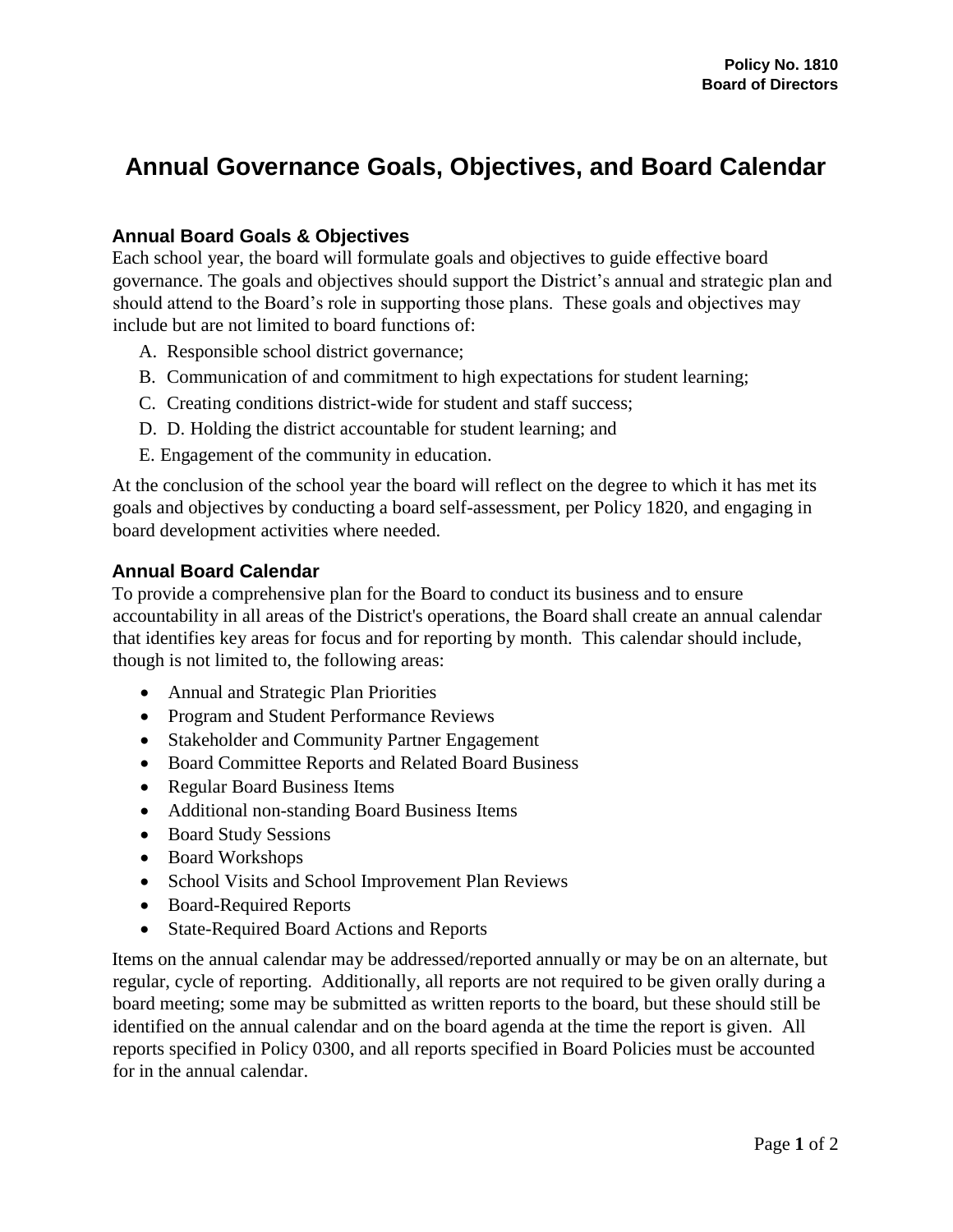Policy No. 1810
**Board of Directors**

# Annual Governance Goals, Objectives, and Board Calendar

### Annual Board Goals & Objectives

Each school year, the board will formulate goals and objectives to guide effective board governance. The goals and objectives should support the District's annual and strategic plan and should attend to the Board's role in supporting those plans. These goals and objectives may include but are not limited to board functions of:

A. Responsible school district governance;
B. Communication of and commitment to high expectations for student learning;
C. Creating conditions district-wide for student and staff success;
D. D. Holding the district accountable for student learning; and
E. Engagement of the community in education.

At the conclusion of the school year the board will reflect on the degree to which it has met its goals and objectives by conducting a board self-assessment, per Policy 1820, and engaging in board development activities where needed.

### Annual Board Calendar

To provide a comprehensive plan for the Board to conduct its business and to ensure accountability in all areas of the District's operations, the Board shall create an annual calendar that identifies key areas for focus and for reporting by month. This calendar should include, though is not limited to, the following areas:

- Annual and Strategic Plan Priorities
- Program and Student Performance Reviews
- Stakeholder and Community Partner Engagement
- Board Committee Reports and Related Board Business
- Regular Board Business Items
- Additional non-standing Board Business Items
- Board Study Sessions
- Board Workshops
- School Visits and School Improvement Plan Reviews
- Board-Required Reports
- State-Required Board Actions and Reports

Items on the annual calendar may be addressed/reported annually or may be on an alternate, but regular, cycle of reporting. Additionally, all reports are not required to be given orally during a board meeting; some may be submitted as written reports to the board, but these should still be identified on the annual calendar and on the board agenda at the time the report is given. All reports specified in Policy 0300, and all reports specified in Board Policies must be accounted for in the annual calendar.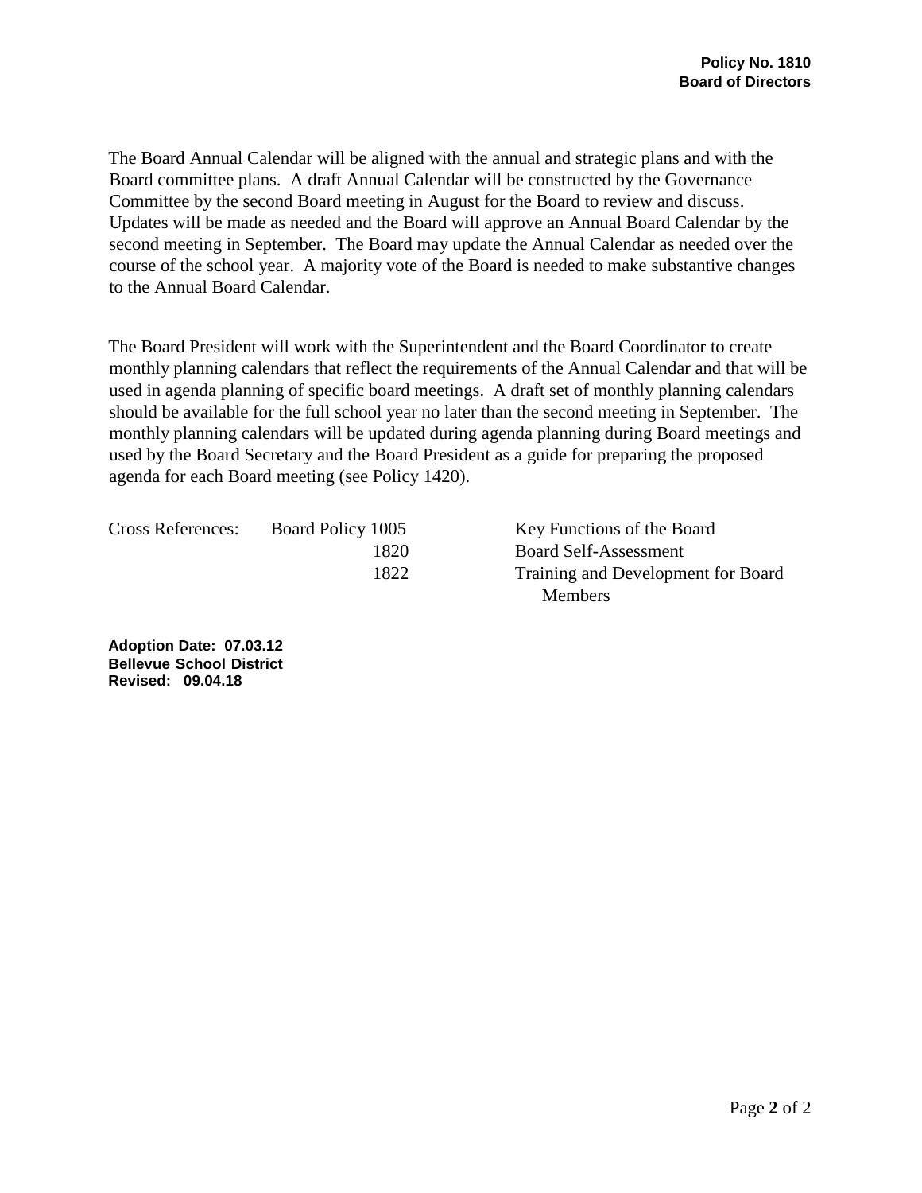The Board Annual Calendar will be aligned with the annual and strategic plans and with the Board committee plans. A draft Annual Calendar will be constructed by the Governance Committee by the second Board meeting in August for the Board to review and discuss. Updates will be made as needed and the Board will approve an Annual Board Calendar by the second meeting in September. The Board may update the Annual Calendar as needed over the course of the school year. A majority vote of the Board is needed to make substantive changes to the Annual Board Calendar.

The Board President will work with the Superintendent and the Board Coordinator to create monthly planning calendars that reflect the requirements of the Annual Calendar and that will be used in agenda planning of specific board meetings. A draft set of monthly planning calendars should be available for the full school year no later than the second meeting in September. The monthly planning calendars will be updated during agenda planning during Board meetings and used by the Board Secretary and the Board President as a guide for preparing the proposed agenda for each Board meeting (see Policy 1420).

| | | |
|---|---|---|
| Cross References: | Board Policy 1005 | Key Functions of the Board |
| | 1820 | Board Self-Assessment |
| | 1822 | Training and Development for Board Members |

**Adoption Date: 07.03.12**
**Bellevue School District**
**Revised: 09.04.18**